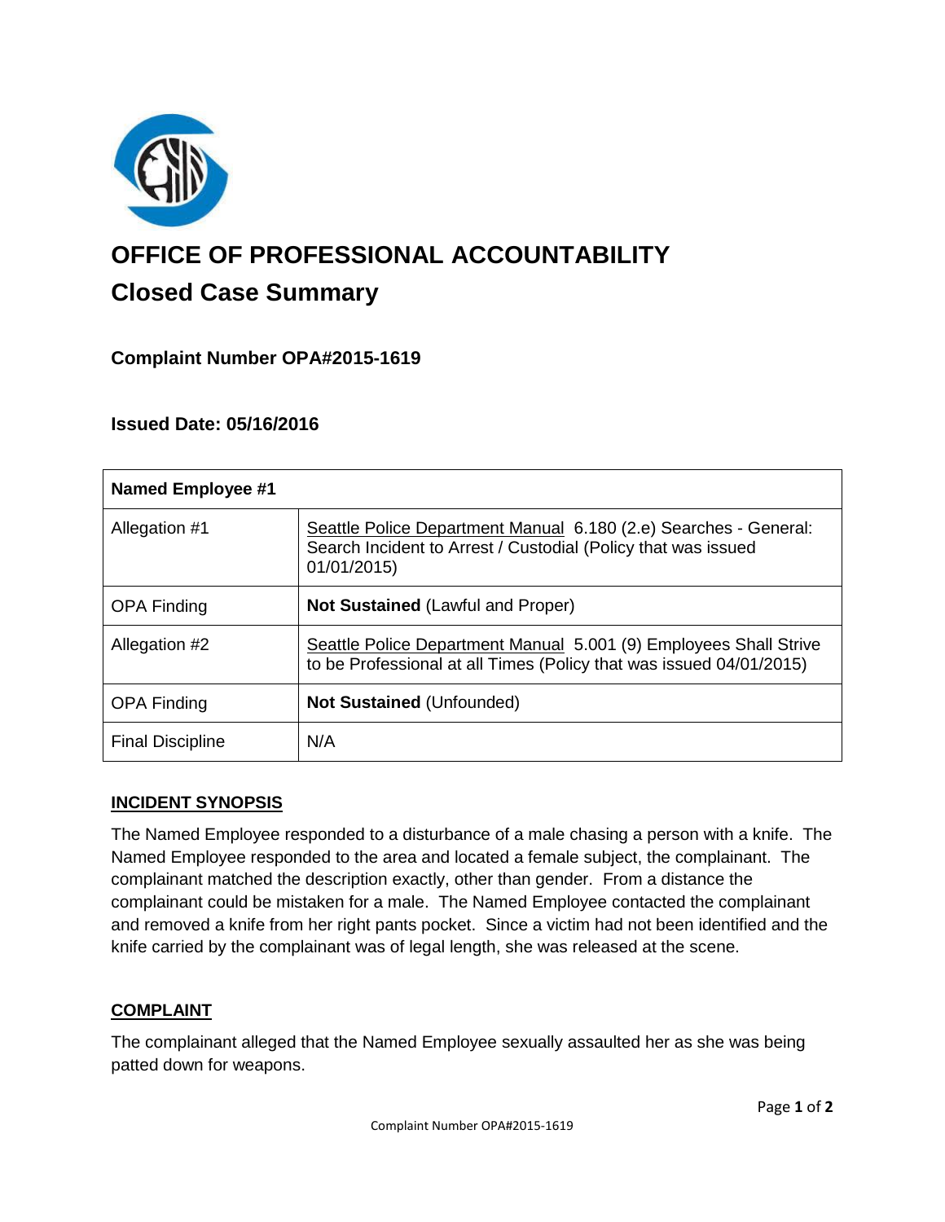# OFFICE OF PROFESSIONAL ACCOUNTABILITY

## Closed Case Summary

### Complaint Number OPA#2015-1619

### Issued Date: 05/16/2016

| Named Employee #1 | |
|---|---|
| Allegation #1 | Seattle Police Department Manual 6.180 (2.e) Searches - General: Search Incident to Arrest / Custodial (Policy that was issued 01/01/2015) |
| OPA Finding | **Not Sustained** (Lawful and Proper) |
| Allegation #2 | Seattle Police Department Manual 5.001 (9) Employees Shall Strive to be Professional at all Times (Policy that was issued 04/01/2015) |
| OPA Finding | **Not Sustained** (Unfounded) |
| Final Discipline | N/A |

## INCIDENT SYNOPSIS

The Named Employee responded to a disturbance of a male chasing a person with a knife. The Named Employee responded to the area and located a female subject, the complainant. The complainant matched the description exactly, other than gender. From a distance the complainant could be mistaken for a male. The Named Employee contacted the complainant and removed a knife from her right pants pocket. Since a victim had not been identified and the knife carried by the complainant was of legal length, she was released at the scene.

## COMPLAINT

The complainant alleged that the Named Employee sexually assaulted her as she was being patted down for weapons.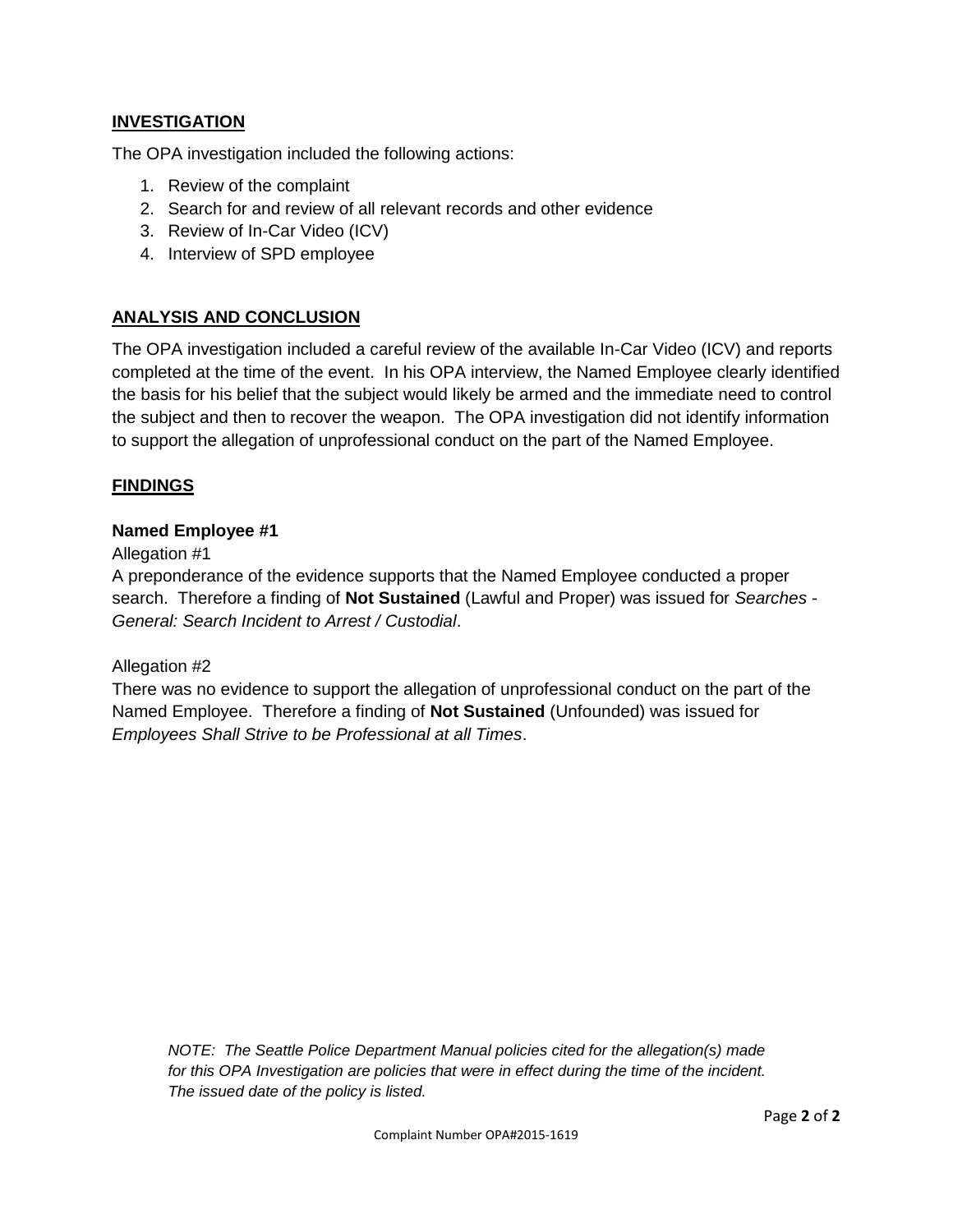## INVESTIGATION

The OPA investigation included the following actions:

1. Review of the complaint
2. Search for and review of all relevant records and other evidence
3. Review of In-Car Video (ICV)
4. Interview of SPD employee

## ANALYSIS AND CONCLUSION

The OPA investigation included a careful review of the available In-Car Video (ICV) and reports completed at the time of the event. In his OPA interview, the Named Employee clearly identified the basis for his belief that the subject would likely be armed and the immediate need to control the subject and then to recover the weapon. The OPA investigation did not identify information to support the allegation of unprofessional conduct on the part of the Named Employee.

## FINDINGS

**Named Employee #1**

Allegation #1

A preponderance of the evidence supports that the Named Employee conducted a proper search. Therefore a finding of **Not Sustained** (Lawful and Proper) was issued for *Searches - General: Search Incident to Arrest / Custodial*.

Allegation #2

There was no evidence to support the allegation of unprofessional conduct on the part of the Named Employee. Therefore a finding of **Not Sustained** (Unfounded) was issued for *Employees Shall Strive to be Professional at all Times*.

*NOTE: The Seattle Police Department Manual policies cited for the allegation(s) made for this OPA Investigation are policies that were in effect during the time of the incident. The issued date of the policy is listed.*

Complaint Number OPA#2015-1619